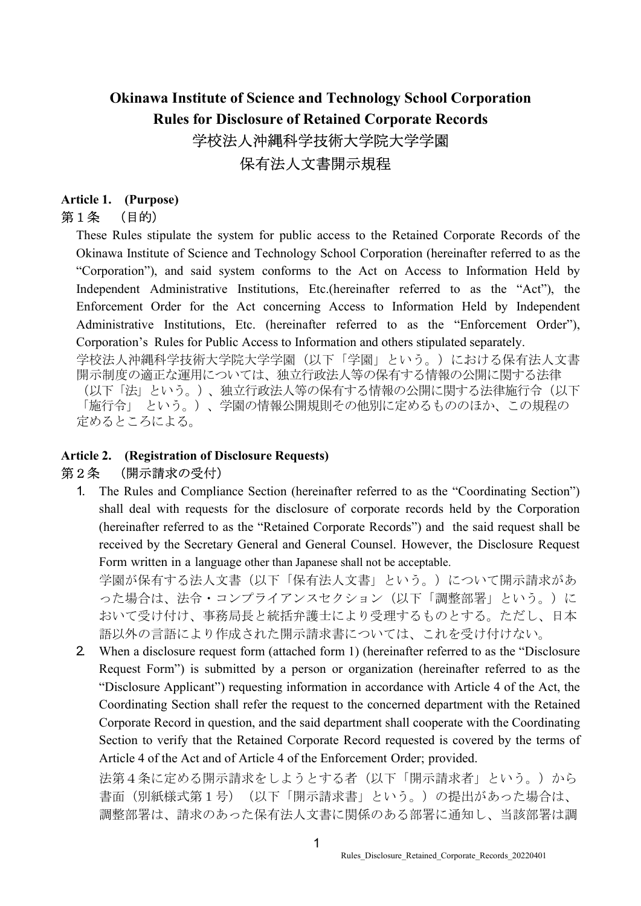# Okinawa Institute of Science and Technology School Corporation Rules for Disclosure of Retained Corporate Records

# 学校法人沖縄科学技術大学院大学学園 保有法人文書開示規程

**Article 1. (Purpose)**

第１条　（目的）

These Rules stipulate the system for public access to the Retained Corporate Records of the Okinawa Institute of Science and Technology School Corporation (hereinafter referred to as the "Corporation"), and said system conforms to the Act on Access to Information Held by Independent Administrative Institutions, Etc.(hereinafter referred to as the "Act"), the Enforcement Order for the Act concerning Access to Information Held by Independent Administrative Institutions, Etc. (hereinafter referred to as the "Enforcement Order"), Corporation's Rules for Public Access to Information and others stipulated separately.

学校法人沖縄科学技術大学院大学学園（以下「学園」という。）における保有法人文書開示制度の適正な運用については、独立行政法人等の保有する情報の公開に関する法律（以下「法」という。）、独立行政法人等の保有する情報の公開に関する法律施行令（以下「施行令」という。）、学園の情報公開規則その他別に定めるもののほか、この規程の定めるところによる。

**Article 2. (Registration of Disclosure Requests)**

第２条　（開示請求の受付）

1. The Rules and Compliance Section (hereinafter referred to as the "Coordinating Section") shall deal with requests for the disclosure of corporate records held by the Corporation (hereinafter referred to as the "Retained Corporate Records") and the said request shall be received by the Secretary General and General Counsel. However, the Disclosure Request Form written in a language other than Japanese shall not be acceptable.

   学園が保有する法人文書（以下「保有法人文書」という。）について開示請求があった場合は、法令・コンプライアンスセクション（以下「調整部署」という。）において受け付け、事務局長と統括弁護士により受理するものとする。ただし、日本語以外の言語により作成された開示請求書については、これを受け付けない。

2. When a disclosure request form (attached form 1) (hereinafter referred to as the "Disclosure Request Form") is submitted by a person or organization (hereinafter referred to as the "Disclosure Applicant") requesting information in accordance with Article 4 of the Act, the Coordinating Section shall refer the request to the concerned department with the Retained Corporate Record in question, and the said department shall cooperate with the Coordinating Section to verify that the Retained Corporate Record requested is covered by the terms of Article 4 of the Act and of Article 4 of the Enforcement Order; provided.

   法第４条に定める開示請求をしようとする者（以下「開示請求者」という。）から書面（別紙様式第１号）（以下「開示請求書」という。）の提出があった場合は、調整部署は、請求のあった保有法人文書に関係のある部署に通知し、当該部署は調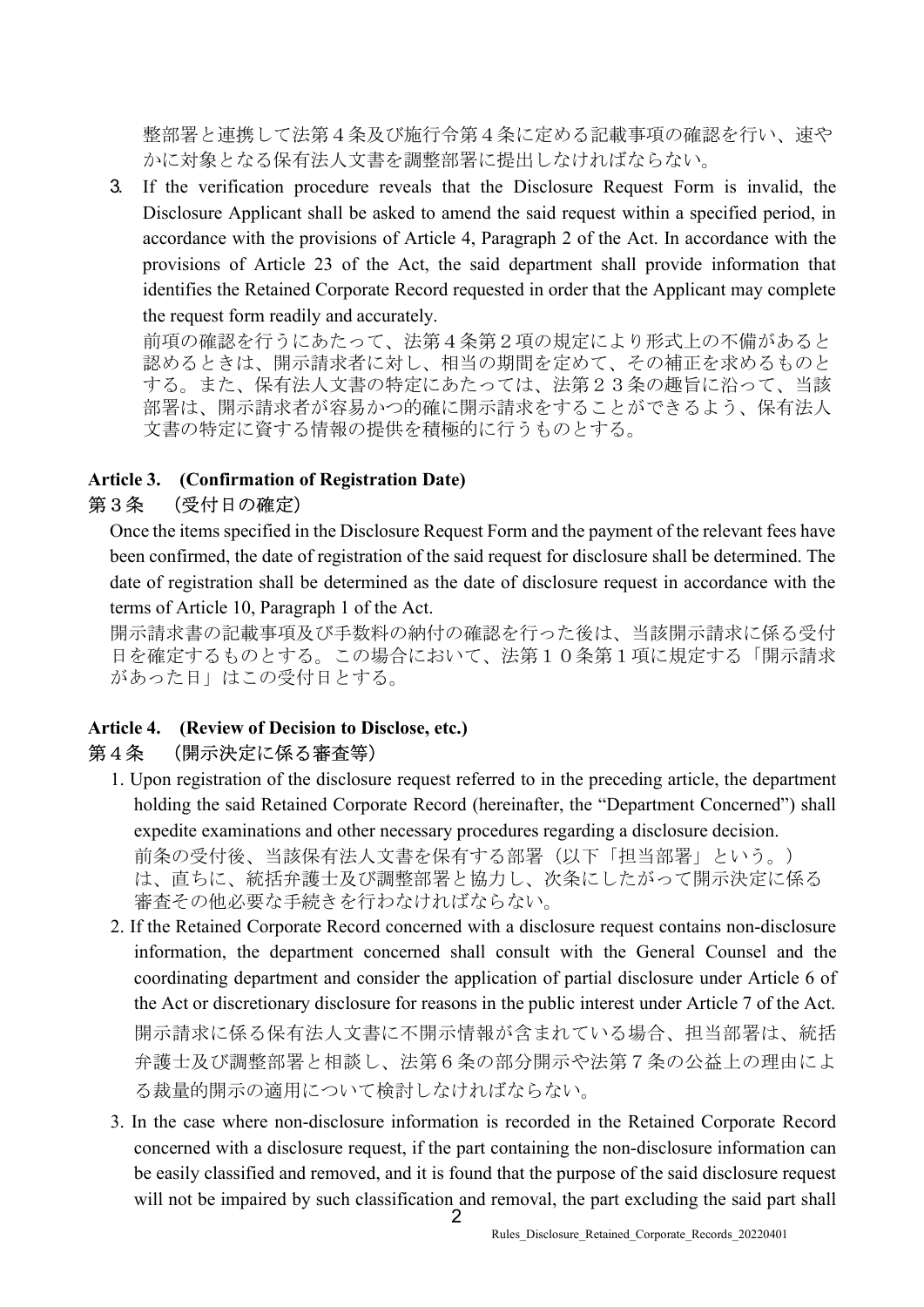整部署と連携して法第４条及び施行令第４条に定める記載事項の確認を行い、速やかに対象となる保有法人文書を調整部署に提出しなければならない。

3. If the verification procedure reveals that the Disclosure Request Form is invalid, the Disclosure Applicant shall be asked to amend the said request within a specified period, in accordance with the provisions of Article 4, Paragraph 2 of the Act. In accordance with the provisions of Article 23 of the Act, the said department shall provide information that identifies the Retained Corporate Record requested in order that the Applicant may complete the request form readily and accurately.
   前項の確認を行うにあたって、法第４条第２項の規定により形式上の不備があると認めるときは、開示請求者に対し、相当の期間を定めて、その補正を求めるものとする。また、保有法人文書の特定にあたっては、法第２３条の趣旨に沿って、当該部署は、開示請求者が容易かつ的確に開示請求をすることができるよう、保有法人文書の特定に資する情報の提供を積極的に行うものとする。

### Article 3. (Confirmation of Registration Date)
### 第３条　（受付日の確定）

Once the items specified in the Disclosure Request Form and the payment of the relevant fees have been confirmed, the date of registration of the said request for disclosure shall be determined. The date of registration shall be determined as the date of disclosure request in accordance with the terms of Article 10, Paragraph 1 of the Act.
開示請求書の記載事項及び手数料の納付の確認を行った後は、当該開示請求に係る受付日を確定するものとする。この場合において、法第１０条第１項に規定する「開示請求があった日」はこの受付日とする。

### Article 4. (Review of Decision to Disclose, etc.)
### 第４条　（開示決定に係る審査等）

1. Upon registration of the disclosure request referred to in the preceding article, the department holding the said Retained Corporate Record (hereinafter, the "Department Concerned") shall expedite examinations and other necessary procedures regarding a disclosure decision.
   前条の受付後、当該保有法人文書を保有する部署（以下「担当部署」という。）は、直ちに、統括弁護士及び調整部署と協力し、次条にしたがって開示決定に係る審査その他必要な手続きを行わなければならない。
2. If the Retained Corporate Record concerned with a disclosure request contains non-disclosure information, the department concerned shall consult with the General Counsel and the coordinating department and consider the application of partial disclosure under Article 6 of the Act or discretionary disclosure for reasons in the public interest under Article 7 of the Act.
   開示請求に係る保有法人文書に不開示情報が含まれている場合、担当部署は、統括弁護士及び調整部署と相談し、法第６条の部分開示や法第７条の公益上の理由による裁量的開示の適用について検討しなければならない。
3. In the case where non-disclosure information is recorded in the Retained Corporate Record concerned with a disclosure request, if the part containing the non-disclosure information can be easily classified and removed, and it is found that the purpose of the said disclosure request will not be impaired by such classification and removal, the part excluding the said part shall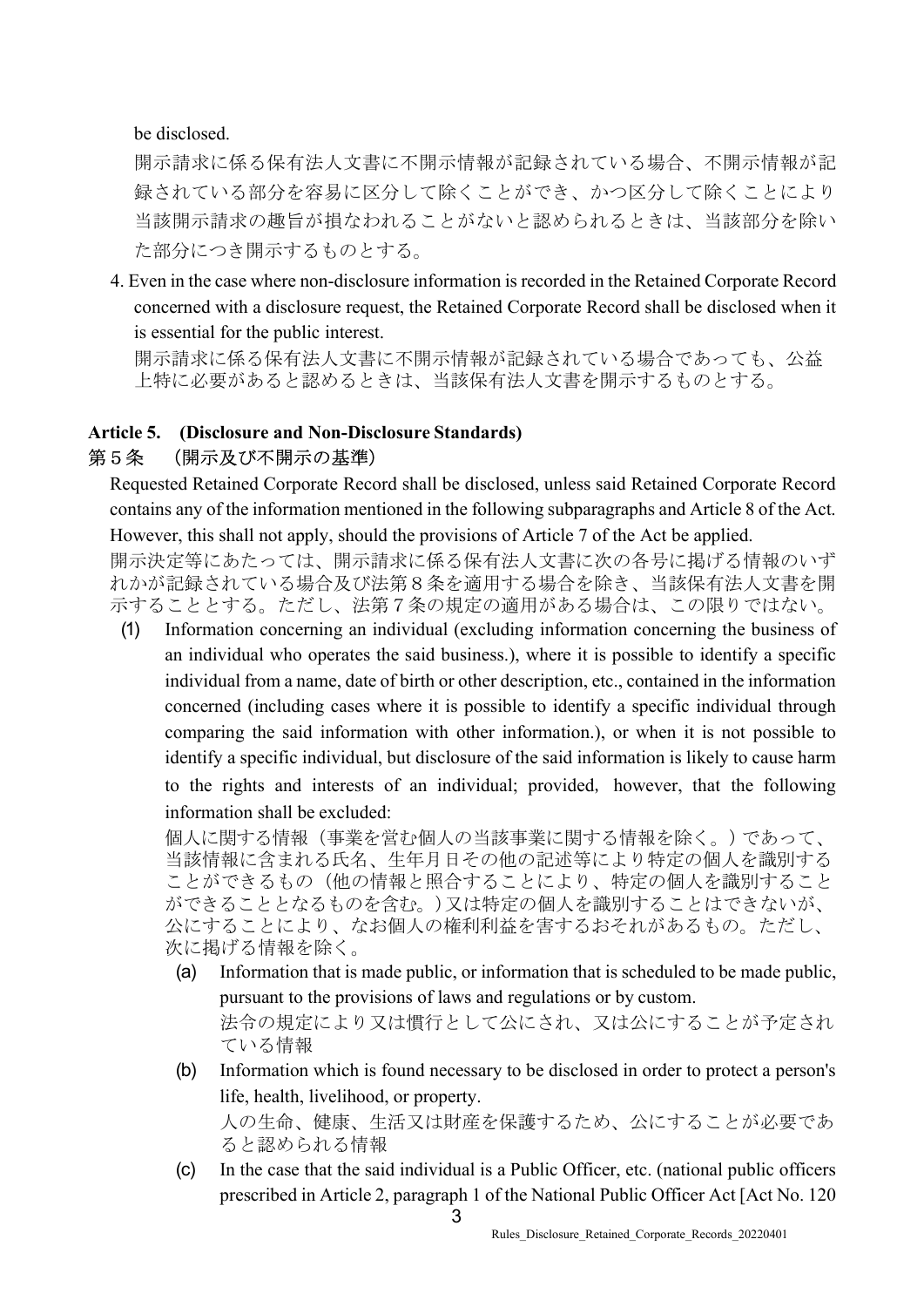be disclosed.

開示請求に係る保有法人文書に不開示情報が記録されている場合、不開示情報が記録されている部分を容易に区分して除くことができ、かつ区分して除くことにより当該開示請求の趣旨が損なわれることがないと認められるときは、当該部分を除いた部分につき開示するものとする。

4. Even in the case where non-disclosure information is recorded in the Retained Corporate Record concerned with a disclosure request, the Retained Corporate Record shall be disclosed when it is essential for the public interest.

開示請求に係る保有法人文書に不開示情報が記録されている場合であっても、公益上特に必要があると認めるときは、当該保有法人文書を開示するものとする。

### Article 5. (Disclosure and Non-Disclosure Standards)

### 第５条　（開示及び不開示の基準）

Requested Retained Corporate Record shall be disclosed, unless said Retained Corporate Record contains any of the information mentioned in the following subparagraphs and Article 8 of the Act. However, this shall not apply, should the provisions of Article 7 of the Act be applied.

開示決定等にあたっては、開示請求に係る保有法人文書に次の各号に掲げる情報のいずれかが記録されている場合及び法第８条を適用する場合を除き、当該保有法人文書を開示することとする。ただし、法第７条の規定の適用がある場合は、この限りではない。

(1) Information concerning an individual (excluding information concerning the business of an individual who operates the said business.), where it is possible to identify a specific individual from a name, date of birth or other description, etc., contained in the information concerned (including cases where it is possible to identify a specific individual through comparing the said information with other information.), or when it is not possible to identify a specific individual, but disclosure of the said information is likely to cause harm to the rights and interests of an individual; provided, however, that the following information shall be excluded:

個人に関する情報（事業を営む個人の当該事業に関する情報を除く。）であって、当該情報に含まれる氏名、生年月日その他の記述等により特定の個人を識別することができるもの（他の情報と照合することにより、特定の個人を識別することができることとなるものを含む。）又は特定の個人を識別することはできないが、公にすることにより、なお個人の権利利益を害するおそれがあるもの。ただし、次に掲げる情報を除く。

(a) Information that is made public, or information that is scheduled to be made public, pursuant to the provisions of laws and regulations or by custom.

法令の規定により又は慣行として公にされ、又は公にすることが予定されている情報

(b) Information which is found necessary to be disclosed in order to protect a person's life, health, livelihood, or property.

人の生命、健康、生活又は財産を保護するため、公にすることが必要であると認められる情報

(c) In the case that the said individual is a Public Officer, etc. (national public officers prescribed in Article 2, paragraph 1 of the National Public Officer Act [Act No. 120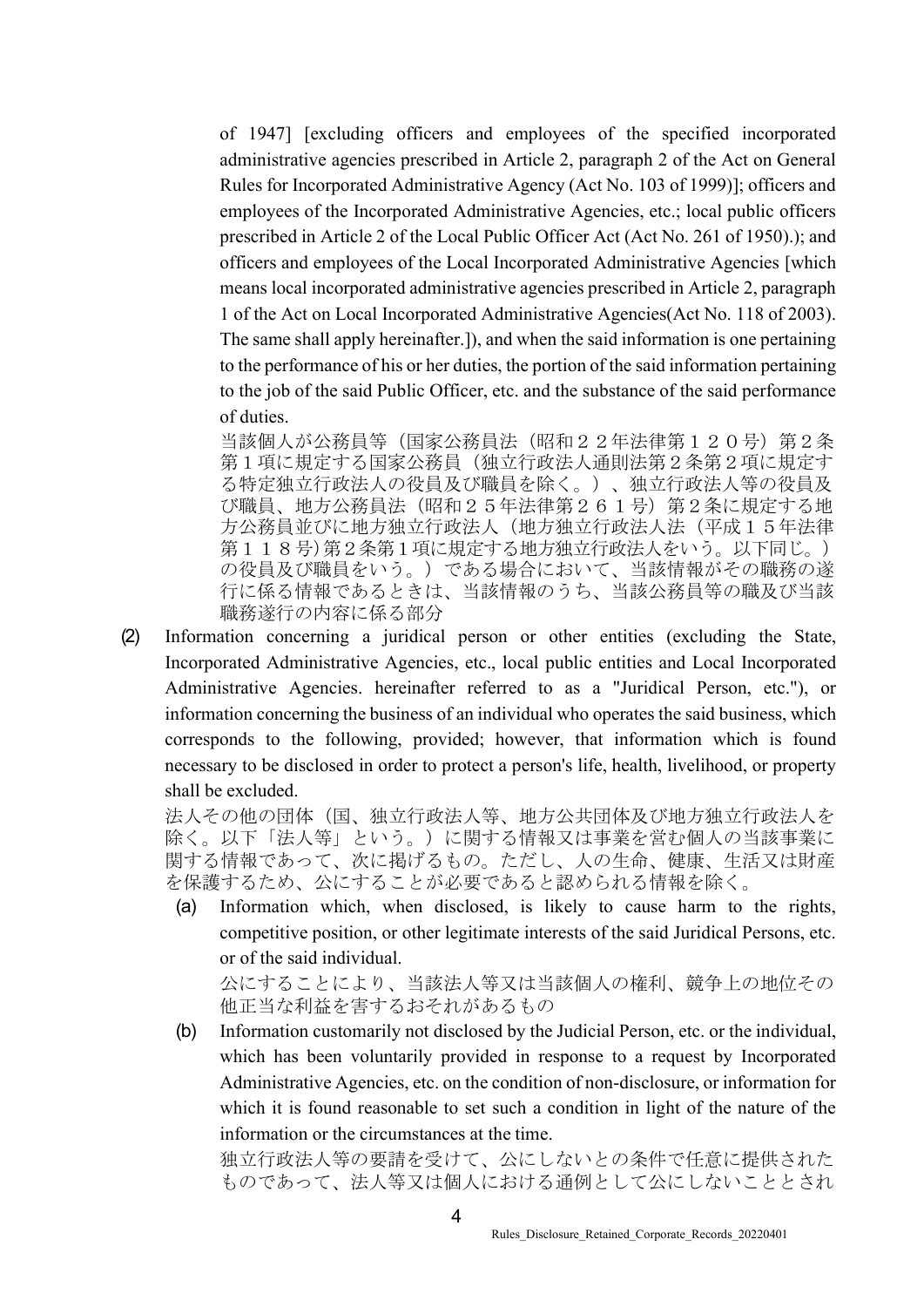of 1947] [excluding officers and employees of the specified incorporated administrative agencies prescribed in Article 2, paragraph 2 of the Act on General Rules for Incorporated Administrative Agency (Act No. 103 of 1999)]; officers and employees of the Incorporated Administrative Agencies, etc.; local public officers prescribed in Article 2 of the Local Public Officer Act (Act No. 261 of 1950).); and officers and employees of the Local Incorporated Administrative Agencies [which means local incorporated administrative agencies prescribed in Article 2, paragraph 1 of the Act on Local Incorporated Administrative Agencies(Act No. 118 of 2003). The same shall apply hereinafter.]), and when the said information is one pertaining to the performance of his or her duties, the portion of the said information pertaining to the job of the said Public Officer, etc. and the substance of the said performance of duties.

当該個人が公務員等（国家公務員法（昭和２２年法律第１２０号）第２条第１項に規定する国家公務員（独立行政法人通則法第２条第２項に規定する特定独立行政法人の役員及び職員を除く。）、独立行政法人等の役員及び職員、地方公務員法（昭和２５年法律第２６１号）第２条に規定する地方公務員並びに地方独立行政法人（地方独立行政法人法（平成１５年法律第１１８号）第２条第１項に規定する地方独立行政法人をいう。以下同じ。）の役員及び職員をいう。）である場合において、当該情報がその職務の遂行に係る情報であるときは、当該情報のうち、当該公務員等の職及び当該職務遂行の内容に係る部分

(2) Information concerning a juridical person or other entities (excluding the State, Incorporated Administrative Agencies, etc., local public entities and Local Incorporated Administrative Agencies. hereinafter referred to as a "Juridical Person, etc."), or information concerning the business of an individual who operates the said business, which corresponds to the following, provided; however, that information which is found necessary to be disclosed in order to protect a person's life, health, livelihood, or property shall be excluded.

法人その他の団体（国、独立行政法人等、地方公共団体及び地方独立行政法人を除く。以下「法人等」という。）に関する情報又は事業を営む個人の当該事業に関する情報であって、次に掲げるもの。ただし、人の生命、健康、生活又は財産を保護するため、公にすることが必要であると認められる情報を除く。

(a) Information which, when disclosed, is likely to cause harm to the rights, competitive position, or other legitimate interests of the said Juridical Persons, etc. or of the said individual.

公にすることにより、当該法人等又は当該個人の権利、競争上の地位その他正当な利益を害するおそれがあるもの

(b) Information customarily not disclosed by the Judicial Person, etc. or the individual, which has been voluntarily provided in response to a request by Incorporated Administrative Agencies, etc. on the condition of non-disclosure, or information for which it is found reasonable to set such a condition in light of the nature of the information or the circumstances at the time.

独立行政法人等の要請を受けて、公にしないとの条件で任意に提供されたものであって、法人等又は個人における通例として公にしないこととされ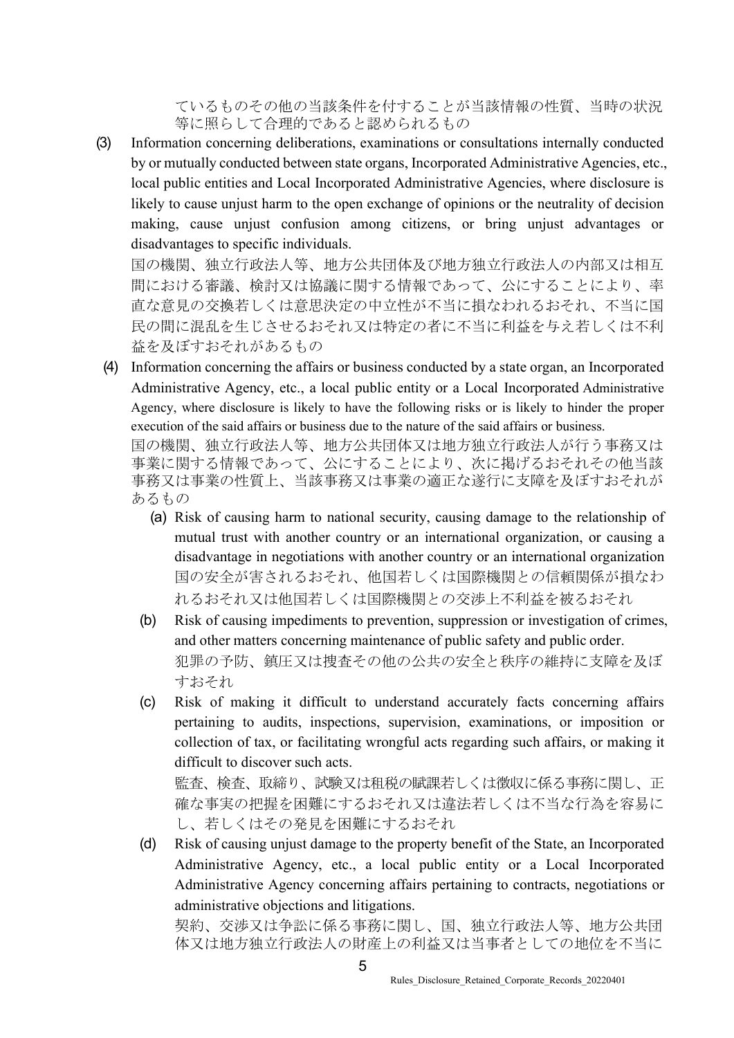ているものその他の当該条件を付することが当該情報の性質、当時の状況等に照らして合理的であると認められるもの

(3) Information concerning deliberations, examinations or consultations internally conducted by or mutually conducted between state organs, Incorporated Administrative Agencies, etc., local public entities and Local Incorporated Administrative Agencies, where disclosure is likely to cause unjust harm to the open exchange of opinions or the neutrality of decision making, cause unjust confusion among citizens, or bring unjust advantages or disadvantages to specific individuals.
国の機関、独立行政法人等、地方公共団体及び地方独立行政法人の内部又は相互間における審議、検討又は協議に関する情報であって、公にすることにより、率直な意見の交換若しくは意思決定の中立性が不当に損なわれるおそれ、不当に国民の間に混乱を生じさせるおそれ又は特定の者に不当に利益を与え若しくは不利益を及ぼすおそれがあるもの

(4) Information concerning the affairs or business conducted by a state organ, an Incorporated Administrative Agency, etc., a local public entity or a Local Incorporated Administrative Agency, where disclosure is likely to have the following risks or is likely to hinder the proper execution of the said affairs or business due to the nature of the said affairs or business.
国の機関、独立行政法人等、地方公共団体又は地方独立行政法人が行う事務又は事業に関する情報であって、公にすることにより、次に掲げるおそれその他当該事務又は事業の性質上、当該事務又は事業の適正な遂行に支障を及ぼすおそれがあるもの

(a) Risk of causing harm to national security, causing damage to the relationship of mutual trust with another country or an international organization, or causing a disadvantage in negotiations with another country or an international organization
国の安全が害されるおそれ、他国若しくは国際機関との信頼関係が損なわれるおそれ又は他国若しくは国際機関との交渉上不利益を被るおそれ

(b) Risk of causing impediments to prevention, suppression or investigation of crimes, and other matters concerning maintenance of public safety and public order.
犯罪の予防、鎮圧又は捜査その他の公共の安全と秩序の維持に支障を及ぼすおそれ

(c) Risk of making it difficult to understand accurately facts concerning affairs pertaining to audits, inspections, supervision, examinations, or imposition or collection of tax, or facilitating wrongful acts regarding such affairs, or making it difficult to discover such acts.
監査、検査、取締り、試験又は租税の賦課若しくは徴収に係る事務に関し、正確な事実の把握を困難にするおそれ又は違法若しくは不当な行為を容易にし、若しくはその発見を困難にするおそれ

(d) Risk of causing unjust damage to the property benefit of the State, an Incorporated Administrative Agency, etc., a local public entity or a Local Incorporated Administrative Agency concerning affairs pertaining to contracts, negotiations or administrative objections and litigations.
契約、交渉又は争訟に係る事務に関し、国、独立行政法人等、地方公共団体又は地方独立行政法人の財産上の利益又は当事者としての地位を不当に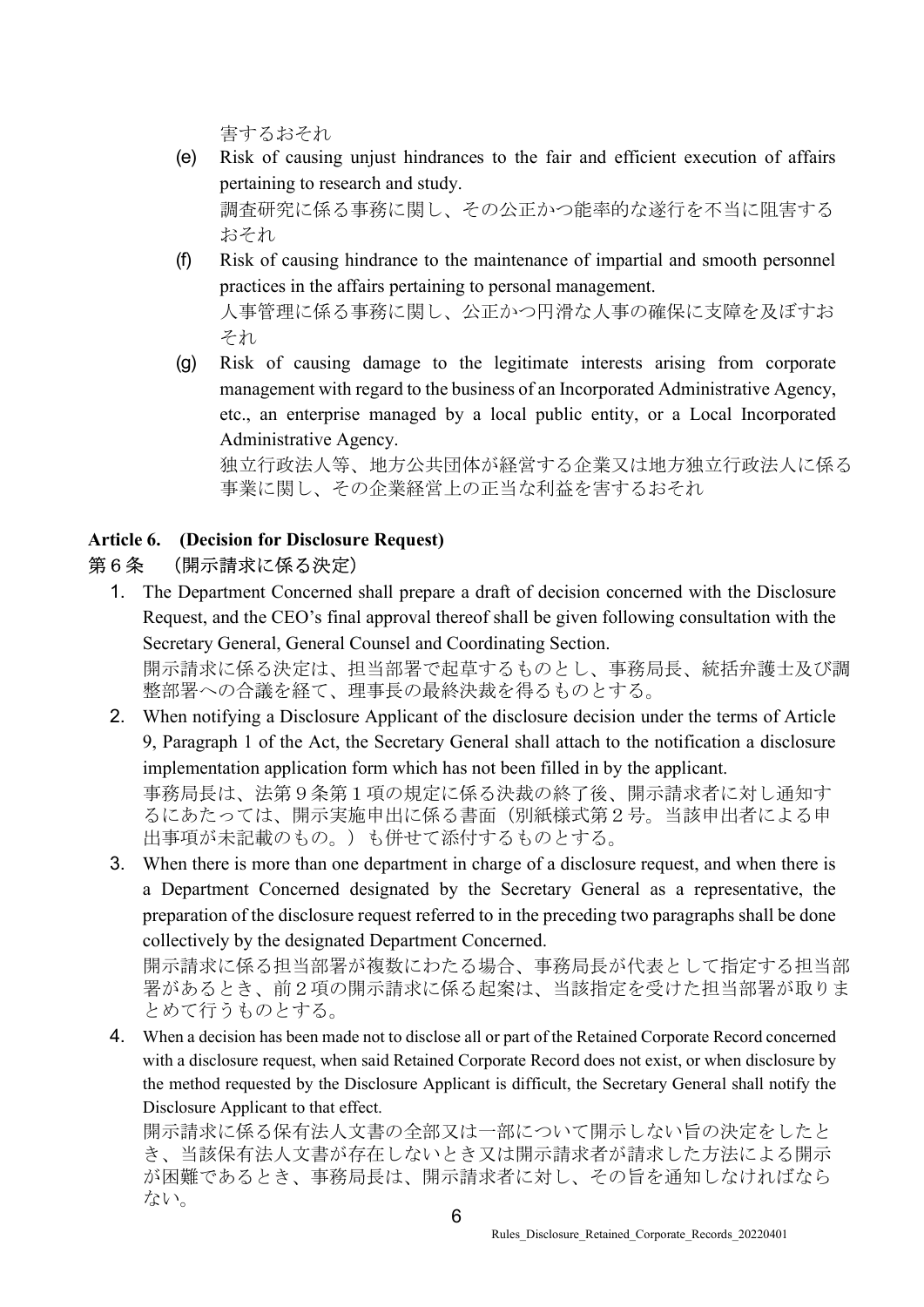害するおそれ

(e) Risk of causing unjust hindrances to the fair and efficient execution of affairs pertaining to research and study.
調査研究に係る事務に関し、その公正かつ能率的な遂行を不当に阻害するおそれ

(f) Risk of causing hindrance to the maintenance of impartial and smooth personnel practices in the affairs pertaining to personal management.
人事管理に係る事務に関し、公正かつ円滑な人事の確保に支障を及ぼすおそれ

(g) Risk of causing damage to the legitimate interests arising from corporate management with regard to the business of an Incorporated Administrative Agency, etc., an enterprise managed by a local public entity, or a Local Incorporated Administrative Agency.
独立行政法人等、地方公共団体が経営する企業又は地方独立行政法人に係る事業に関し、その企業経営上の正当な利益を害するおそれ

**Article 6. (Decision for Disclosure Request)**

**第６条 （開示請求に係る決定）**

1. The Department Concerned shall prepare a draft of decision concerned with the Disclosure Request, and the CEO's final approval thereof shall be given following consultation with the Secretary General, General Counsel and Coordinating Section.
開示請求に係る決定は、担当部署で起草するものとし、事務局長、統括弁護士及び調整部署への合議を経て、理事長の最終決裁を得るものとする。

2. When notifying a Disclosure Applicant of the disclosure decision under the terms of Article 9, Paragraph 1 of the Act, the Secretary General shall attach to the notification a disclosure implementation application form which has not been filled in by the applicant.
事務局長は、法第９条第１項の規定に係る決裁の終了後、開示請求者に対し通知するにあたっては、開示実施申出に係る書面（別紙様式第２号。当該申出者による申出事項が未記載のもの。）も併せて添付するものとする。

3. When there is more than one department in charge of a disclosure request, and when there is a Department Concerned designated by the Secretary General as a representative, the preparation of the disclosure request referred to in the preceding two paragraphs shall be done collectively by the designated Department Concerned.
開示請求に係る担当部署が複数にわたる場合、事務局長が代表として指定する担当部署があるとき、前２項の開示請求に係る起案は、当該指定を受けた担当部署が取りまとめて行うものとする。

4. When a decision has been made not to disclose all or part of the Retained Corporate Record concerned with a disclosure request, when said Retained Corporate Record does not exist, or when disclosure by the method requested by the Disclosure Applicant is difficult, the Secretary General shall notify the Disclosure Applicant to that effect.
開示請求に係る保有法人文書の全部又は一部について開示しない旨の決定をしたとき、当該保有法人文書が存在しないとき又は開示請求者が請求した方法による開示が困難であるとき、事務局長は、開示請求者に対し、その旨を通知しなければならない。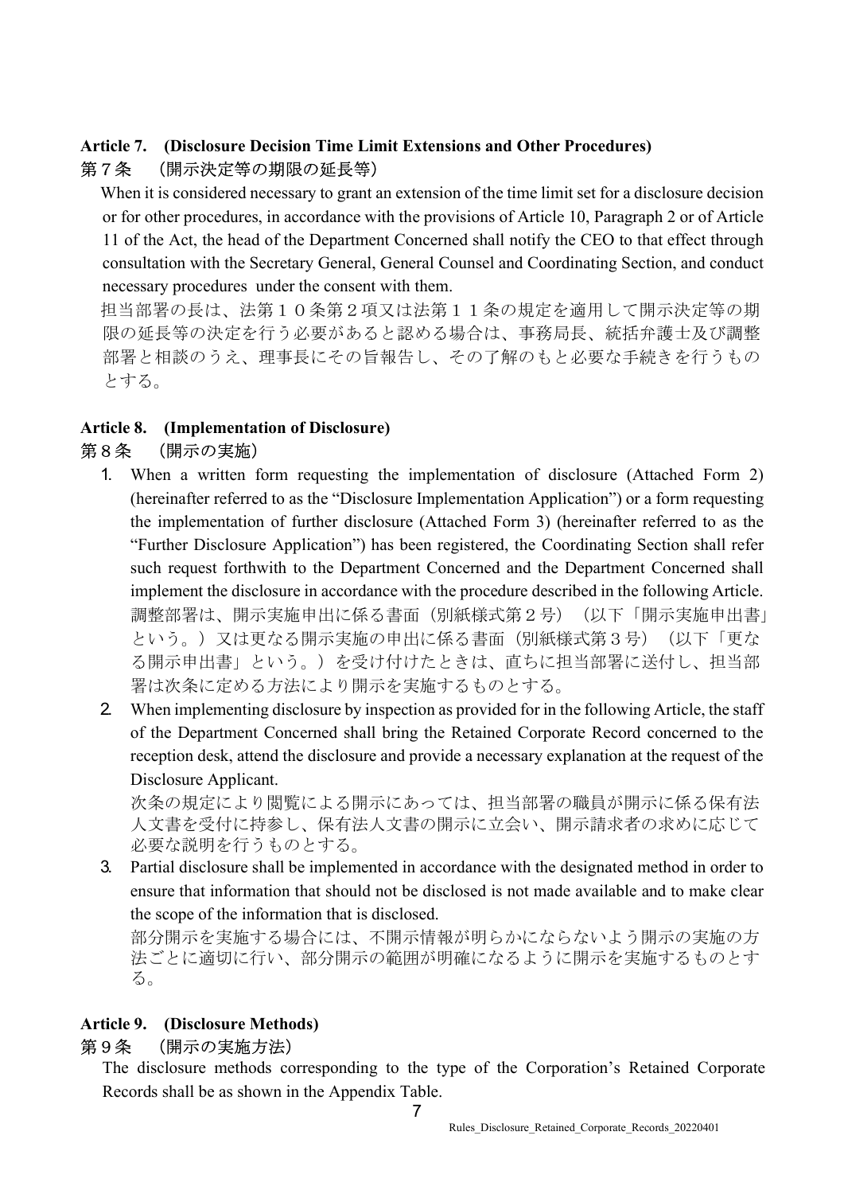**Article 7. (Disclosure Decision Time Limit Extensions and Other Procedures)**

第７条　（開示決定等の期限の延長等）

When it is considered necessary to grant an extension of the time limit set for a disclosure decision or for other procedures, in accordance with the provisions of Article 10, Paragraph 2 or of Article 11 of the Act, the head of the Department Concerned shall notify the CEO to that effect through consultation with the Secretary General, General Counsel and Coordinating Section, and conduct necessary procedures under the consent with them.

担当部署の長は、法第１０条第２項又は法第１１条の規定を適用して開示決定等の期限の延長等の決定を行う必要があると認める場合は、事務局長、統括弁護士及び調整部署と相談のうえ、理事長にその旨報告し、その了解のもと必要な手続きを行うものとする。

**Article 8. (Implementation of Disclosure)**

第８条　（開示の実施）

1. When a written form requesting the implementation of disclosure (Attached Form 2) (hereinafter referred to as the "Disclosure Implementation Application") or a form requesting the implementation of further disclosure (Attached Form 3) (hereinafter referred to as the "Further Disclosure Application") has been registered, the Coordinating Section shall refer such request forthwith to the Department Concerned and the Department Concerned shall implement the disclosure in accordance with the procedure described in the following Article.
   調整部署は、開示実施申出に係る書面（別紙様式第２号）（以下「開示実施申出書」という。）又は更なる開示実施の申出に係る書面（別紙様式第３号）（以下「更なる開示申出書」という。）を受け付けたときは、直ちに担当部署に送付し、担当部署は次条に定める方法により開示を実施するものとする。
2. When implementing disclosure by inspection as provided for in the following Article, the staff of the Department Concerned shall bring the Retained Corporate Record concerned to the reception desk, attend the disclosure and provide a necessary explanation at the request of the Disclosure Applicant.
   次条の規定により閲覧による開示にあっては、担当部署の職員が開示に係る保有法人文書を受付に持参し、保有法人文書の開示に立会い、開示請求者の求めに応じて必要な説明を行うものとする。
3. Partial disclosure shall be implemented in accordance with the designated method in order to ensure that information that should not be disclosed is not made available and to make clear the scope of the information that is disclosed.
   部分開示を実施する場合には、不開示情報が明らかにならないよう開示の実施の方法ごとに適切に行い、部分開示の範囲が明確になるように開示を実施するものとする。

**Article 9. (Disclosure Methods)**

第９条　（開示の実施方法）

The disclosure methods corresponding to the type of the Corporation's Retained Corporate Records shall be as shown in the Appendix Table.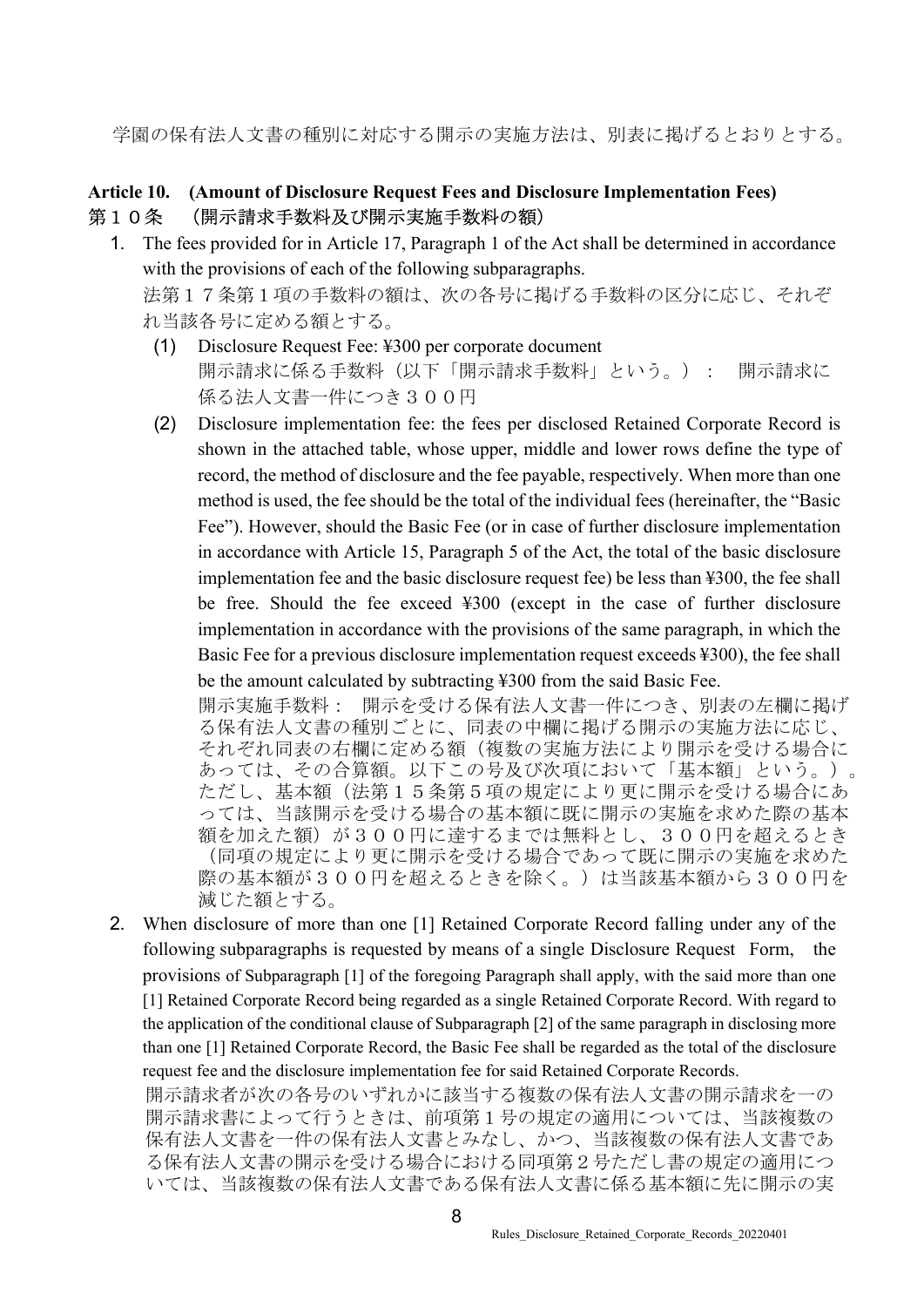学園の保有法人文書の種別に対応する開示の実施方法は、別表に掲げるとおりとする。

**Article 10.　(Amount of Disclosure Request Fees and Disclosure Implementation Fees)**
**第１０条　（開示請求手数料及び開示実施手数料の額）**

1. The fees provided for in Article 17, Paragraph 1 of the Act shall be determined in accordance with the provisions of each of the following subparagraphs.
   法第１７条第１項の手数料の額は、次の各号に掲げる手数料の区分に応じ、それぞれ当該各号に定める額とする。
   (1) Disclosure Request Fee: ¥300 per corporate document
   開示請求に係る手数料（以下「開示請求手数料」という。）：　開示請求に係る法人文書一件につき３００円
   (2) Disclosure implementation fee: the fees per disclosed Retained Corporate Record is shown in the attached table, whose upper, middle and lower rows define the type of record, the method of disclosure and the fee payable, respectively. When more than one method is used, the fee should be the total of the individual fees (hereinafter, the "Basic Fee"). However, should the Basic Fee (or in case of further disclosure implementation in accordance with Article 15, Paragraph 5 of the Act, the total of the basic disclosure implementation fee and the basic disclosure request fee) be less than ¥300, the fee shall be free. Should the fee exceed ¥300 (except in the case of further disclosure implementation in accordance with the provisions of the same paragraph, in which the Basic Fee for a previous disclosure implementation request exceeds ¥300), the fee shall be the amount calculated by subtracting ¥300 from the said Basic Fee.
   開示実施手数料：　開示を受ける保有法人文書一件につき、別表の左欄に掲げる保有法人文書の種別ごとに、同表の中欄に掲げる開示の実施方法に応じ、それぞれ同表の右欄に定める額（複数の実施方法により開示を受ける場合にあっては、その合算額。以下この号及び次項において「基本額」という。）。ただし、基本額（法第１５条第５項の規定により更に開示を受ける場合にあっては、当該開示を受ける場合の基本額に既に開示の実施を求めた際の基本額を加えた額）が３００円に達するまでは無料とし、３００円を超えるとき（同項の規定により更に開示を受ける場合であって既に開示の実施を求めた際の基本額が３００円を超えるときを除く。）は当該基本額から３００円を減じた額とする。

2. When disclosure of more than one [1] Retained Corporate Record falling under any of the following subparagraphs is requested by means of a single Disclosure Request Form, the provisions of Subparagraph [1] of the foregoing Paragraph shall apply, with the said more than one [1] Retained Corporate Record being regarded as a single Retained Corporate Record. With regard to the application of the conditional clause of Subparagraph [2] of the same paragraph in disclosing more than one [1] Retained Corporate Record, the Basic Fee shall be regarded as the total of the disclosure request fee and the disclosure implementation fee for said Retained Corporate Records.
   開示請求者が次の各号のいずれかに該当する複数の保有法人文書の開示請求を一の開示請求書によって行うときは、前項第１号の規定の適用については、当該複数の保有法人文書を一件の保有法人文書とみなし、かつ、当該複数の保有法人文書である保有法人文書の開示を受ける場合における同項第２号ただし書の規定の適用については、当該複数の保有法人文書である保有法人文書に係る基本額に先に開示の実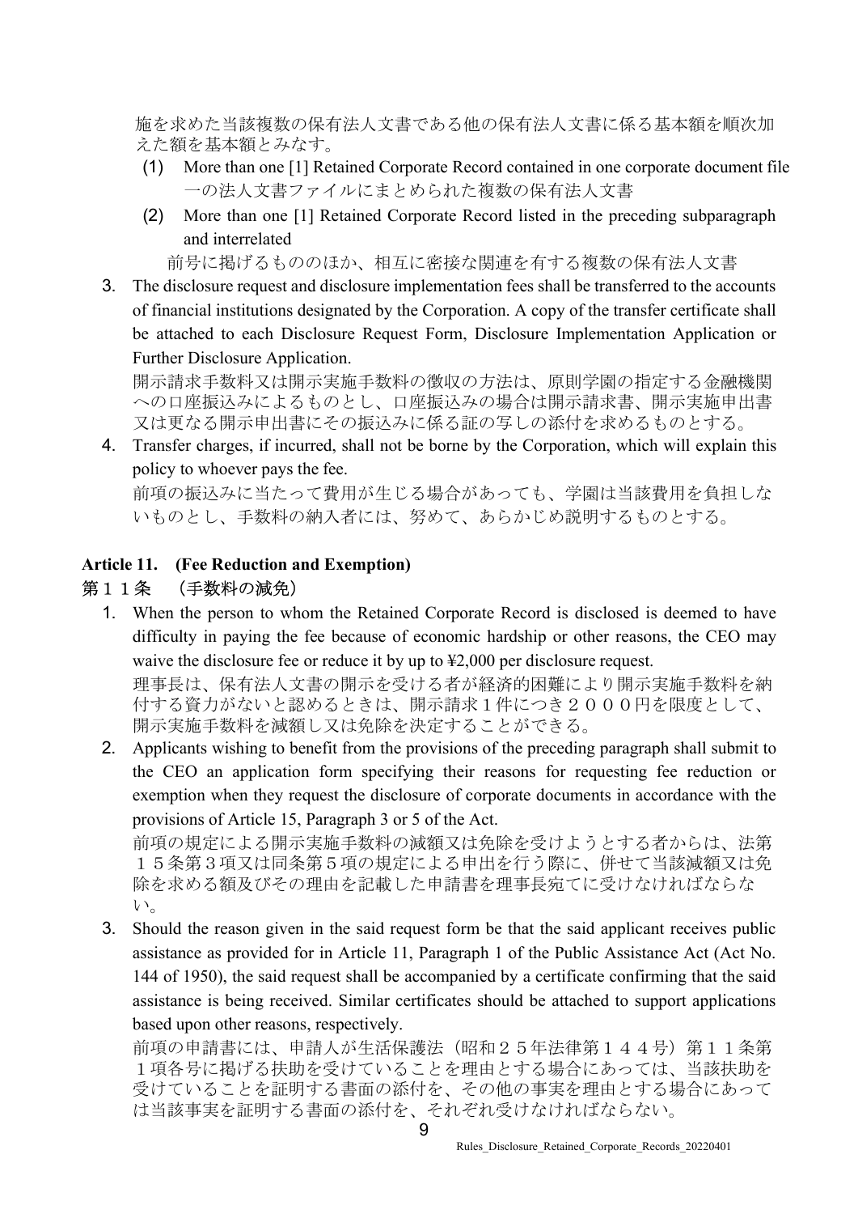施を求めた当該複数の保有法人文書である他の保有法人文書に係る基本額を順次加えた額を基本額とみなす。

(1) More than one [1] Retained Corporate Record contained in one corporate document file
一の法人文書ファイルにまとめられた複数の保有法人文書

(2) More than one [1] Retained Corporate Record listed in the preceding subparagraph and interrelated
前号に掲げるもののほか、相互に密接な関連を有する複数の保有法人文書

3. The disclosure request and disclosure implementation fees shall be transferred to the accounts of financial institutions designated by the Corporation. A copy of the transfer certificate shall be attached to each Disclosure Request Form, Disclosure Implementation Application or Further Disclosure Application.
開示請求手数料又は開示実施手数料の徴収の方法は、原則学園の指定する金融機関への口座振込みによるものとし、口座振込みの場合は開示請求書、開示実施申出書又は更なる開示申出書にその振込みに係る証の写しの添付を求めるものとする。

4. Transfer charges, if incurred, shall not be borne by the Corporation, which will explain this policy to whoever pays the fee.
前項の振込みに当たって費用が生じる場合があっても、学園は当該費用を負担しないものとし、手数料の納入者には、努めて、あらかじめ説明するものとする。

## Article 11. (Fee Reduction and Exemption)

## 第１１条　（手数料の減免）

1. When the person to whom the Retained Corporate Record is disclosed is deemed to have difficulty in paying the fee because of economic hardship or other reasons, the CEO may waive the disclosure fee or reduce it by up to ¥2,000 per disclosure request.
理事長は、保有法人文書の開示を受ける者が経済的困難により開示実施手数料を納付する資力がないと認めるときは、開示請求１件につき２０００円を限度として、開示実施手数料を減額し又は免除を決定することができる。

2. Applicants wishing to benefit from the provisions of the preceding paragraph shall submit to the CEO an application form specifying their reasons for requesting fee reduction or exemption when they request the disclosure of corporate documents in accordance with the provisions of Article 15, Paragraph 3 or 5 of the Act.
前項の規定による開示実施手数料の減額又は免除を受けようとする者からは、法第１５条第３項又は同条第５項の規定による申出を行う際に、併せて当該減額又は免除を求める額及びその理由を記載した申請書を理事長宛てに受けなければならない。

3. Should the reason given in the said request form be that the said applicant receives public assistance as provided for in Article 11, Paragraph 1 of the Public Assistance Act (Act No. 144 of 1950), the said request shall be accompanied by a certificate confirming that the said assistance is being received. Similar certificates should be attached to support applications based upon other reasons, respectively.
前項の申請書には、申請人が生活保護法（昭和２５年法律第１４４号）第１１条第１項各号に掲げる扶助を受けていることを理由とする場合にあっては、当該扶助を受けていることを証明する書面の添付を、その他の事実を理由とする場合にあっては当該事実を証明する書面の添付を、それぞれ受けなければならない。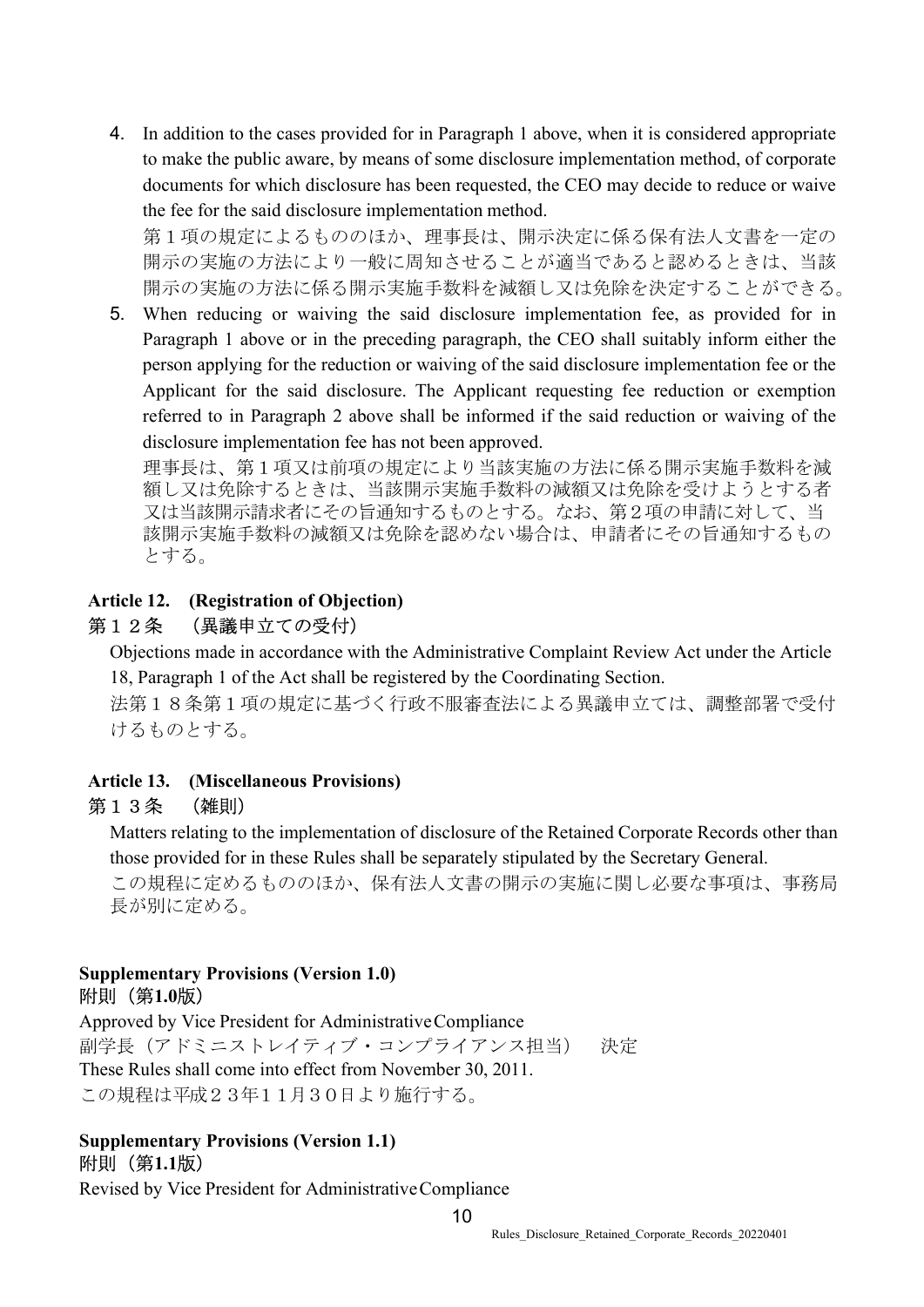4. In addition to the cases provided for in Paragraph 1 above, when it is considered appropriate to make the public aware, by means of some disclosure implementation method, of corporate documents for which disclosure has been requested, the CEO may decide to reduce or waive the fee for the said disclosure implementation method.
   第１項の規定によるもののほか、理事長は、開示決定に係る保有法人文書を一定の開示の実施の方法により一般に周知させることが適当であると認めるときは、当該開示の実施の方法に係る開示実施手数料を減額し又は免除を決定することができる。
5. When reducing or waiving the said disclosure implementation fee, as provided for in Paragraph 1 above or in the preceding paragraph, the CEO shall suitably inform either the person applying for the reduction or waiving of the said disclosure implementation fee or the Applicant for the said disclosure. The Applicant requesting fee reduction or exemption referred to in Paragraph 2 above shall be informed if the said reduction or waiving of the disclosure implementation fee has not been approved.
   理事長は、第１項又は前項の規定により当該実施の方法に係る開示実施手数料を減額し又は免除するときは、当該開示実施手数料の減額又は免除を受けようとする者又は当該開示請求者にその旨通知するものとする。なお、第２項の申請に対して、当該開示実施手数料の減額又は免除を認めない場合は、申請者にその旨通知するものとする。

### Article 12. (Registration of Objection)
### 第１２条　（異議申立ての受付）

Objections made in accordance with the Administrative Complaint Review Act under the Article 18, Paragraph 1 of the Act shall be registered by the Coordinating Section.

法第１８条第１項の規定に基づく行政不服審査法による異議申立ては、調整部署で受付けるものとする。

### Article 13. (Miscellaneous Provisions)
### 第１３条　（雑則）

Matters relating to the implementation of disclosure of the Retained Corporate Records other than those provided for in these Rules shall be separately stipulated by the Secretary General.

この規程に定めるもののほか、保有法人文書の開示の実施に関し必要な事項は、事務局長が別に定める。

**Supplementary Provisions (Version 1.0)**
**附則（第1.0版）**

Approved by Vice President for Administrative Compliance
副学長（アドミニストレイティブ・コンプライアンス担当）　決定
These Rules shall come into effect from November 30, 2011.
この規程は平成２３年１１月３０日より施行する。

**Supplementary Provisions (Version 1.1)**
**附則（第1.1版）**

Revised by Vice President for Administrative Compliance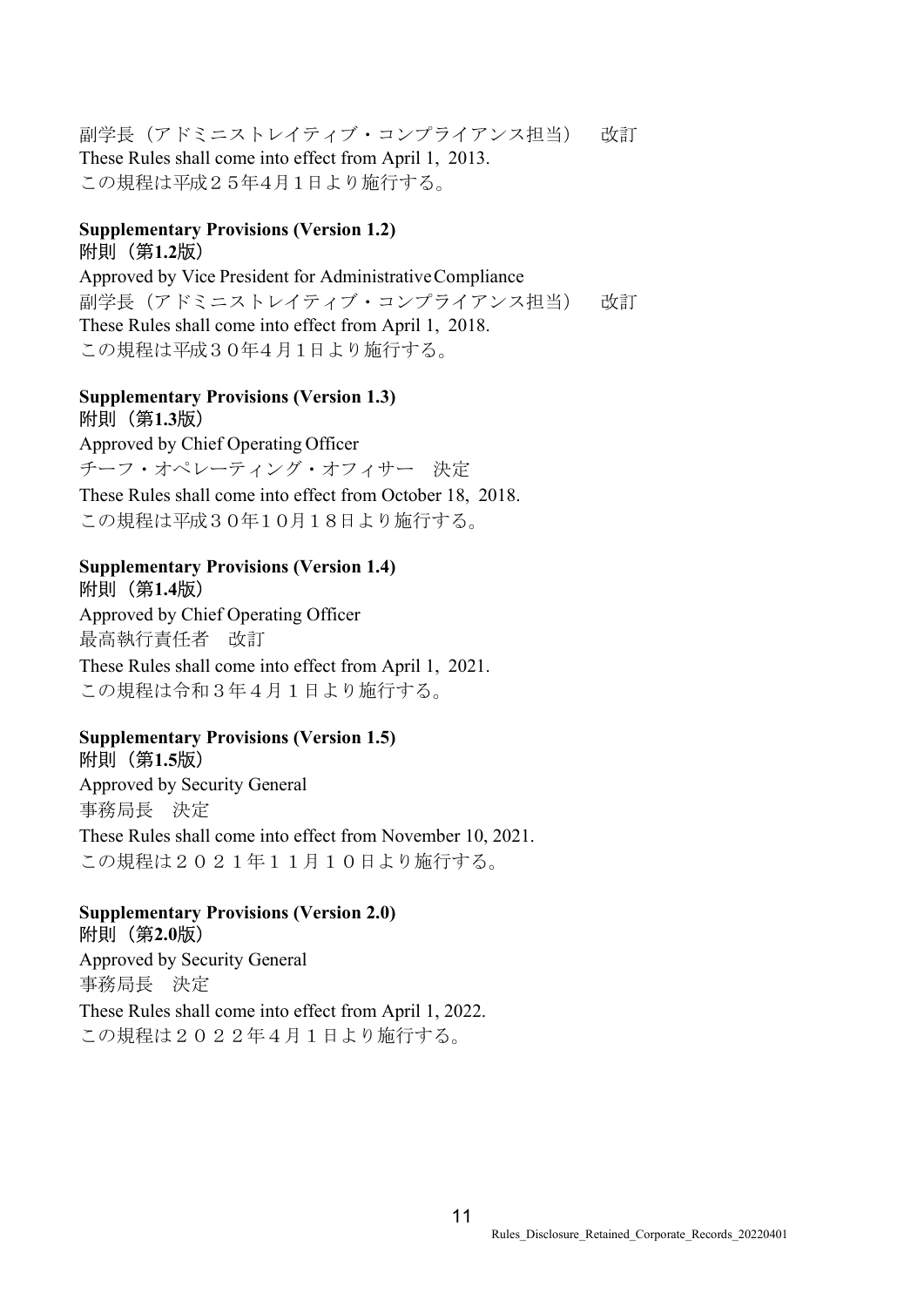副学長（アドミニストレイティブ・コンプライアンス担当）　改訂
These Rules shall come into effect from April 1, 2013.
この規程は平成２５年4月1日より施行する。

**Supplementary Provisions (Version 1.2)**
**附則（第1.2版）**

Approved by Vice President for Administrative Compliance
副学長（アドミニストレイティブ・コンプライアンス担当）　改訂
These Rules shall come into effect from April 1, 2018.
この規程は平成３０年4月1日より施行する。

**Supplementary Provisions (Version 1.3)**
**附則（第1.3版）**

Approved by Chief Operating Officer
チーフ・オペレーティング・オフィサー　決定
These Rules shall come into effect from October 18, 2018.
この規程は平成３０年１０月１８日より施行する。

**Supplementary Provisions (Version 1.4)**
**附則（第1.4版）**

Approved by Chief Operating Officer
最高執行責任者　改訂
These Rules shall come into effect from April 1, 2021.
この規程は令和３年４月１日より施行する。

**Supplementary Provisions (Version 1.5)**
**附則（第1.5版）**

Approved by Security General
事務局長　決定
These Rules shall come into effect from November 10, 2021.
この規程は２０２１年１１月１０日より施行する。

**Supplementary Provisions (Version 2.0)**
**附則（第2.0版）**

Approved by Security General
事務局長　決定
These Rules shall come into effect from April 1, 2022.
この規程は２０２２年４月１日より施行する。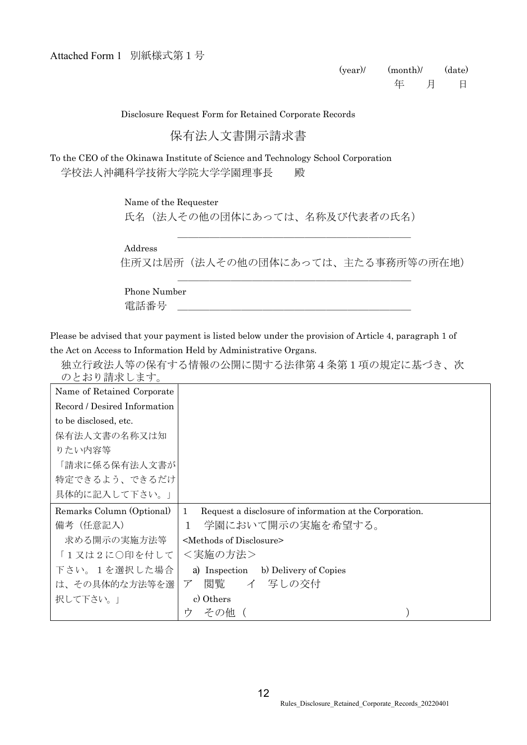Attached Form 1　別紙様式第１号

(year)/　　(month)/　　(date)
年　　月　　日

Disclosure Request Form for Retained Corporate Records

## 保有法人文書開示請求書

To the CEO of the Okinawa Institute of Science and Technology School Corporation
学校法人沖縄科学技術大学院大学学園理事長　　殿

Name of the Requester
氏名（法人その他の団体にあっては、名称及び代表者の氏名）
\_\_\_\_\_\_\_\_\_\_\_\_\_\_\_\_\_\_\_\_\_\_\_\_\_\_\_\_\_\_\_\_\_\_\_\_\_\_\_\_

Address
住所又は居所（法人その他の団体にあっては、主たる事務所等の所在地）
\_\_\_\_\_\_\_\_\_\_\_\_\_\_\_\_\_\_\_\_\_\_\_\_\_\_\_\_\_\_\_\_\_\_\_\_\_\_\_\_

Phone Number
電話番号　\_\_\_\_\_\_\_\_\_\_\_\_\_\_\_\_\_\_\_\_\_\_\_\_\_\_\_\_\_\_\_\_\_\_\_\_\_\_\_\_

Please be advised that your payment is listed below under the provision of Article 4, paragraph 1 of the Act on Access to Information Held by Administrative Organs.
独立行政法人等の保有する情報の公開に関する法律第４条第１項の規定に基づき、次のとおり請求します。

| | |
|---|---|
| Name of Retained Corporate Record / Desired Information to be disclosed, etc.<br>保有法人文書の名称又は知りたい内容等<br>「請求に係る保有法人文書が特定できるよう、できるだけ具体的に記入して下さい。」 | |
| Remarks Column (Optional)<br>備考（任意記入）<br>求める開示の実施方法等<br>「１又は２に○印を付して下さい。１を選択した場合は、その具体的な方法等を選択して下さい。」 | 1　Request a disclosure of information at the Corporation.<br>１　学園において開示の実施を希望する。<br><Methods of Disclosure><br>＜実施の方法＞<br>a) Inspection　b) Delivery of Copies<br>ア　閲覧　　イ　写しの交付<br>c) Others<br>ウ　その他（　　　　　　　　　　　　　） |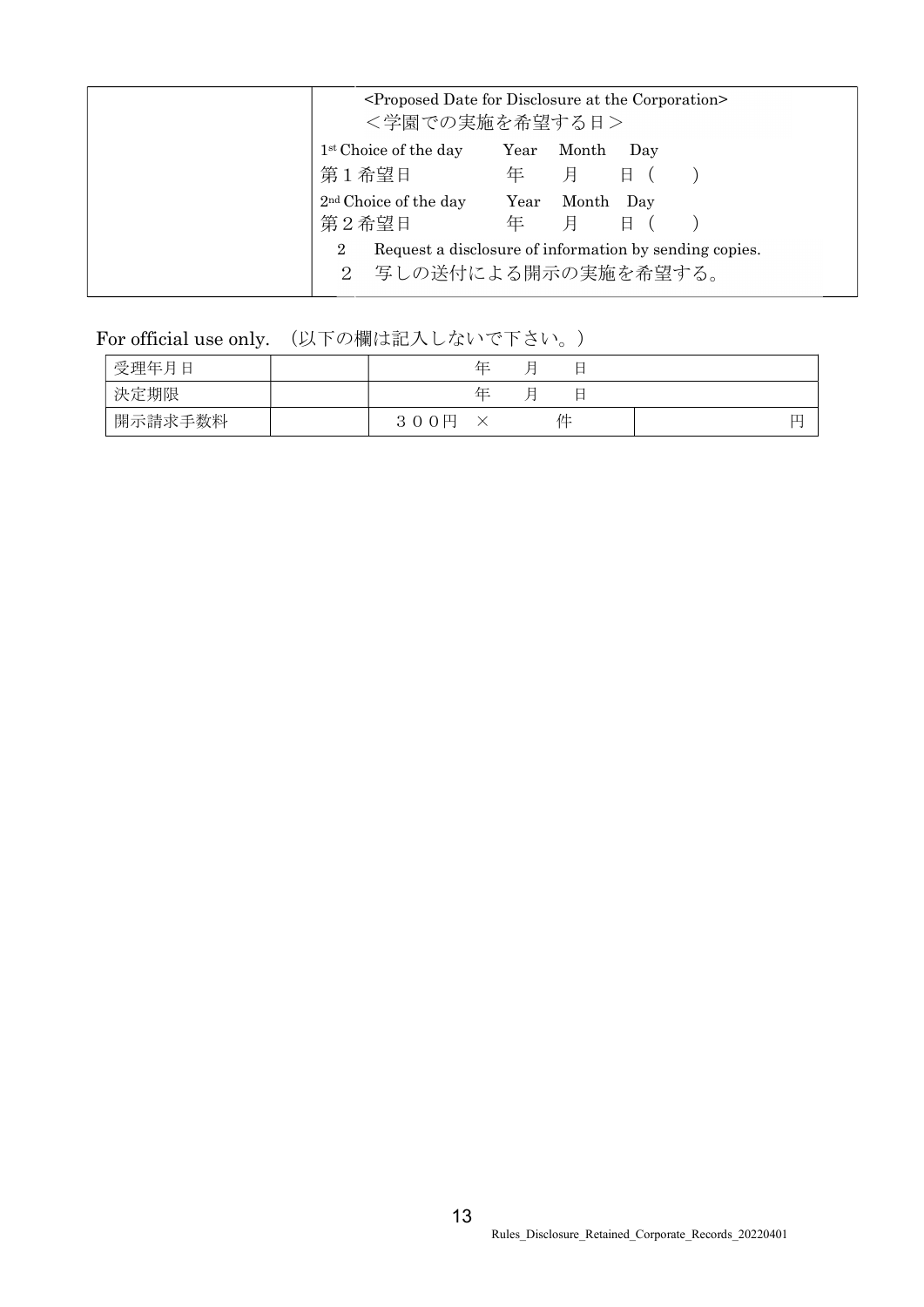|  | <Proposed Date for Disclosure at the Corporation><br>＜学園での実施を希望する日＞<br>1st Choice of the day　Year　Month　Day<br>第１希望日　年　月　日（　）<br>2nd Choice of the day　Year　Month　Day<br>第２希望日　年　月　日（　）<br>2　Request a disclosure of information by sending copies.<br>２　写しの送付による開示の実施を希望する。 |
|---|---|

For official use only. （以下の欄は記入しないで下さい。）

| 受理年月日 |  | 年　月　日 |  |
|---|---|---|---|
| 決定期限 |  | 年　月　日 |  |
| 開示請求手数料 |  | ３００円　×　　件 | 円 |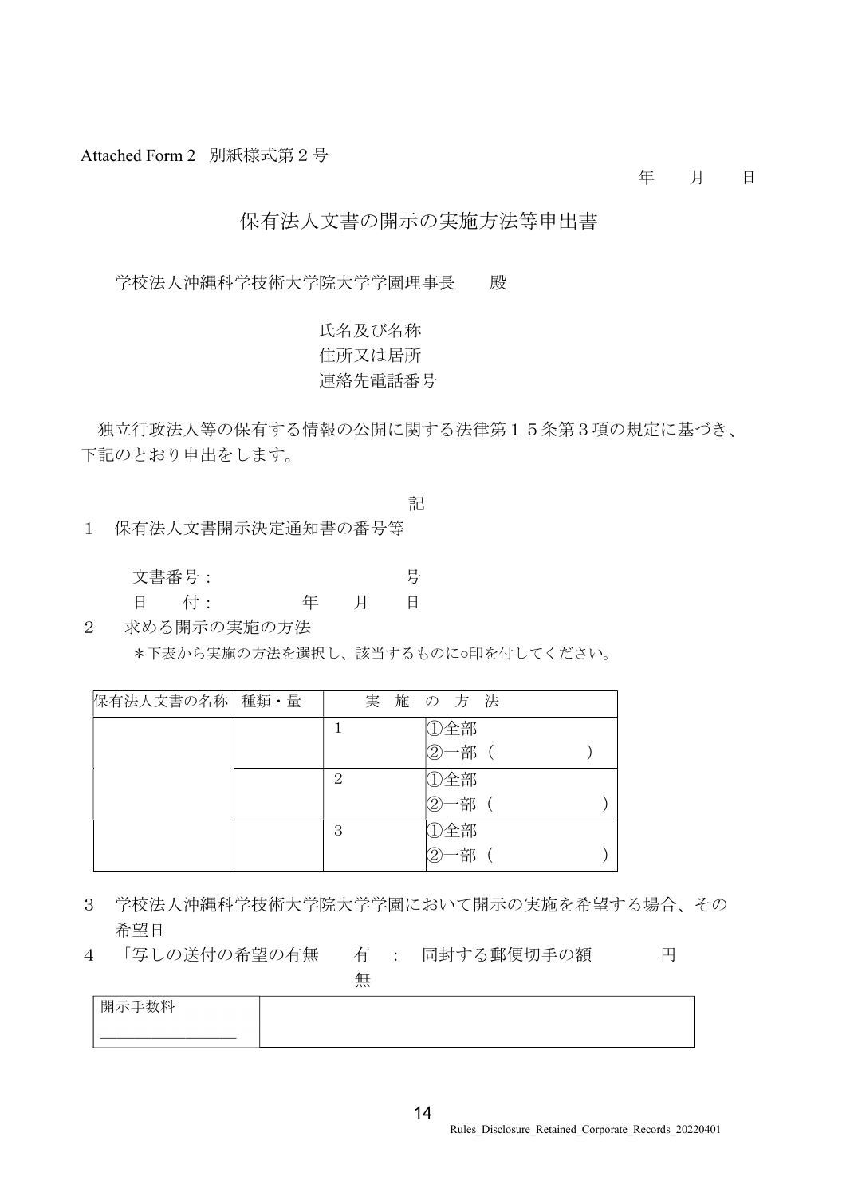Attached Form 2　別紙様式第２号

年　　月　　日

# 保有法人文書の開示の実施方法等申出書

学校法人沖縄科学技術大学院大学学園理事長　　殿

氏名及び名称
住所又は居所
連絡先電話番号

独立行政法人等の保有する情報の公開に関する法律第１５条第３項の規定に基づき、下記のとおり申出をします。

記

１　保有法人文書開示決定通知書の番号等

文書番号：　　　　　　　　　　　号
日　　付：　　　　　年　　月　　日

２　求める開示の実施の方法
＊下表から実施の方法を選択し、該当するものに○印を付してください。

| 保有法人文書の名称 | 種類・量 | 実施の方法 | |
|---|---|---|---|
| | | 1 | ①全部<br>②一部（　　　　　） |
| | | 2 | ①全部<br>②一部（　　　　　） |
| | | 3 | ①全部<br>②一部（　　　　　） |

３　学校法人沖縄科学技術大学院大学学園において開示の実施を希望する場合、その希望日

４　「写しの送付の希望の有無　　有　：　同封する郵便切手の額　　　　円
無

| 開示手数料 | |
|---|---|
| | |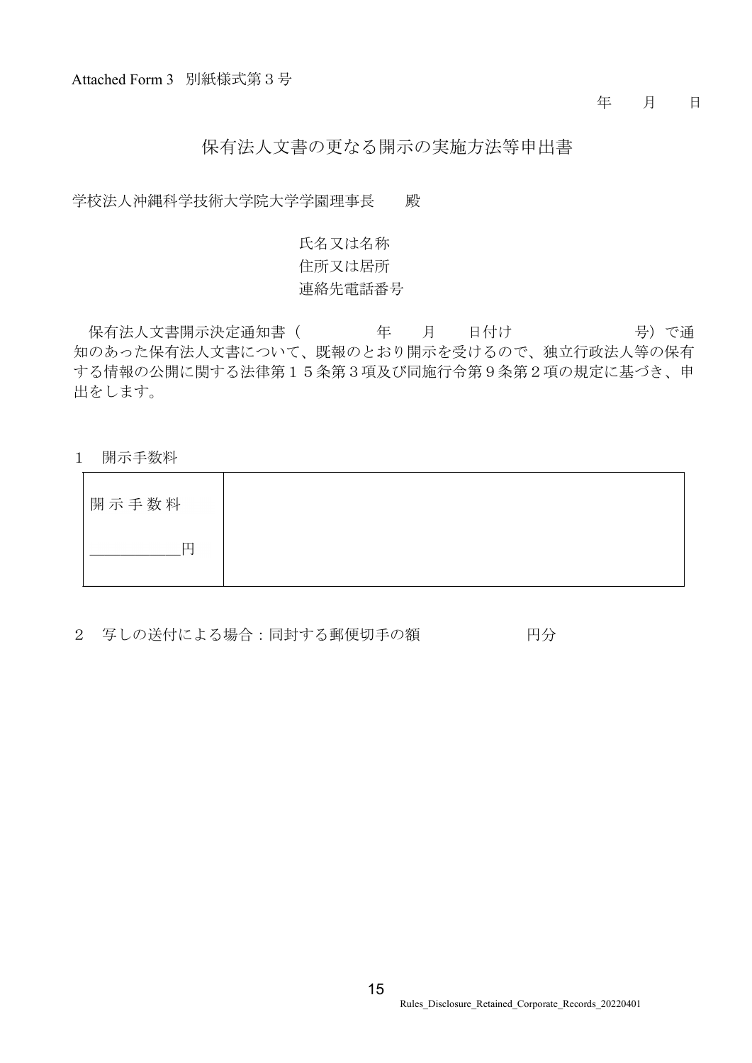Attached Form 3 別紙様式第３号

年　月　日

# 保有法人文書の更なる開示の実施方法等申出書

学校法人沖縄科学技術大学院大学学園理事長　殿

氏名又は名称
住所又は居所
連絡先電話番号

保有法人文書開示決定通知書（　　年　月　日付け　　　　号）で通知のあった保有法人文書について、既報のとおり開示を受けるので、独立行政法人等の保有する情報の公開に関する法律第１５条第３項及び同施行令第９条第２項の規定に基づき、申出をします。

１　開示手数料

| 開示手数料<br>__________円 | |
|---|---|

２　写しの送付による場合：同封する郵便切手の額　　　　円分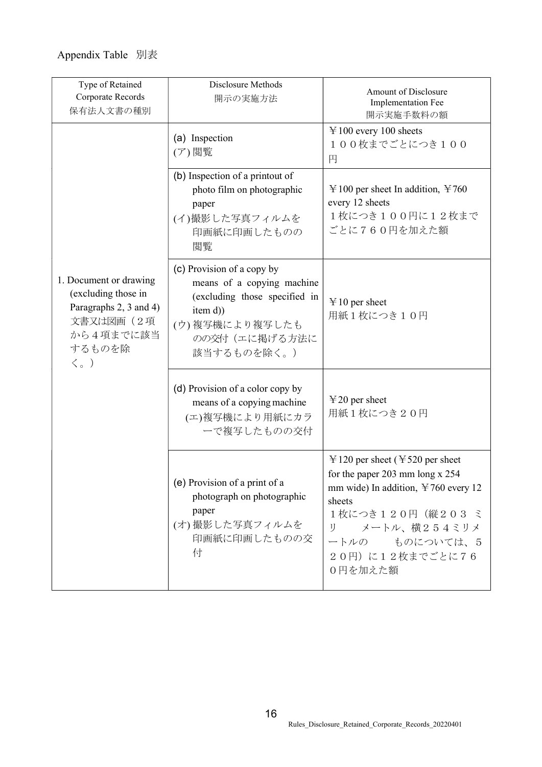Appendix Table　別表

| Type of Retained Corporate Records<br>保有法人文書の種別 | Disclosure Methods<br>開示の実施方法 | Amount of Disclosure Implementation Fee<br>開示実施手数料の額 |
|---|---|---|
| 1. Document or drawing (excluding those in Paragraphs 2, 3 and 4)<br>文書又は図画（２項から４項までに該当するものを除く。） | (a) Inspection<br>(ア) 閲覧 | ￥100 every 100 sheets<br>１００枚までごとにつき１００円 |
| | (b) Inspection of a printout of photo film on photographic paper<br>(イ)撮影した写真フィルムを印画紙に印画したものの閲覧 | ￥100 per sheet In addition, ￥760 every 12 sheets<br>１枚につき１００円に１２枚までごとに７６０円を加えた額 |
| | (c) Provision of a copy by means of a copying machine (excluding those specified in item d))<br>(ウ) 複写機により複写したものの交付（エに掲げる方法に該当するものを除く。） | ￥10 per sheet<br>用紙１枚につき１０円 |
| | (d) Provision of a color copy by means of a copying machine<br>(エ)複写機により用紙にカラーで複写したものの交付 | ￥20 per sheet<br>用紙１枚につき２０円 |
| | (e) Provision of a print of a photograph on photographic paper<br>(オ) 撮影した写真フィルムを印画紙に印画したものの交付 | ￥120 per sheet (￥520 per sheet for the paper 203 mm long x 254 mm wide) In addition, ￥760 every 12 sheets<br>１枚につき１２０円（縦２０３ ミリ　メートル、横２５４ミリメートルの　ものについては、５２０円）に１２枚までごとに７６０円を加えた額 |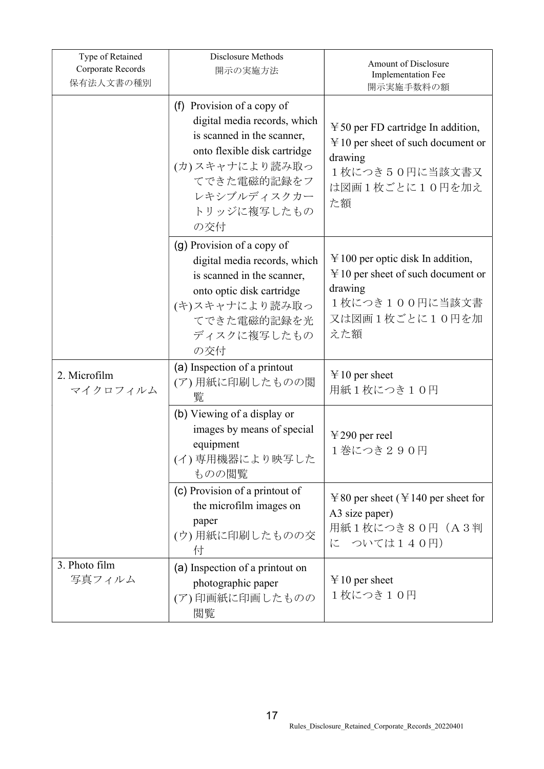| Type of Retained Corporate Records<br>保有法人文書の種別 | Disclosure Methods<br>開示の実施方法 | Amount of Disclosure Implementation Fee<br>開示実施手数料の額 |
|---|---|---|
| | (f) Provision of a copy of digital media records, which is scanned in the scanner, onto flexible disk cartridge<br>(カ) スキャナにより読み取ってできた電磁的記録をフレキシブルディスクカートリッジに複写したものの交付 | ￥50 per FD cartridge In addition, ￥10 per sheet of such document or drawing<br>１枚につき５０円に当該文書又は図画１枚ごとに１０円を加えた額 |
| | (g) Provision of a copy of digital media records, which is scanned in the scanner, onto optic disk cartridge<br>(キ)スキャナにより読み取ってできた電磁的記録を光ディスクに複写したものの交付 | ￥100 per optic disk In addition, ￥10 per sheet of such document or drawing<br>１枚につき１００円に当該文書又は図画１枚ごとに１０円を加えた額 |
| 2. Microfilm<br>マイクロフィルム | (a) Inspection of a printout<br>(ア) 用紙に印刷したものの閲覧 | ￥10 per sheet<br>用紙１枚につき１０円 |
| | (b) Viewing of a display or images by means of special equipment<br>(イ) 専用機器により映写したものの閲覧 | ￥290 per reel<br>１巻につき２９０円 |
| | (c) Provision of a printout of the microfilm images on paper<br>(ウ) 用紙に印刷したものの交付 | ￥80 per sheet (￥140 per sheet for A3 size paper)<br>用紙１枚につき８０円（A３判に　ついては１４０円） |
| 3. Photo film<br>写真フィルム | (a) Inspection of a printout on photographic paper<br>(ア) 印画紙に印画したものの閲覧 | ￥10 per sheet<br>１枚につき１０円 |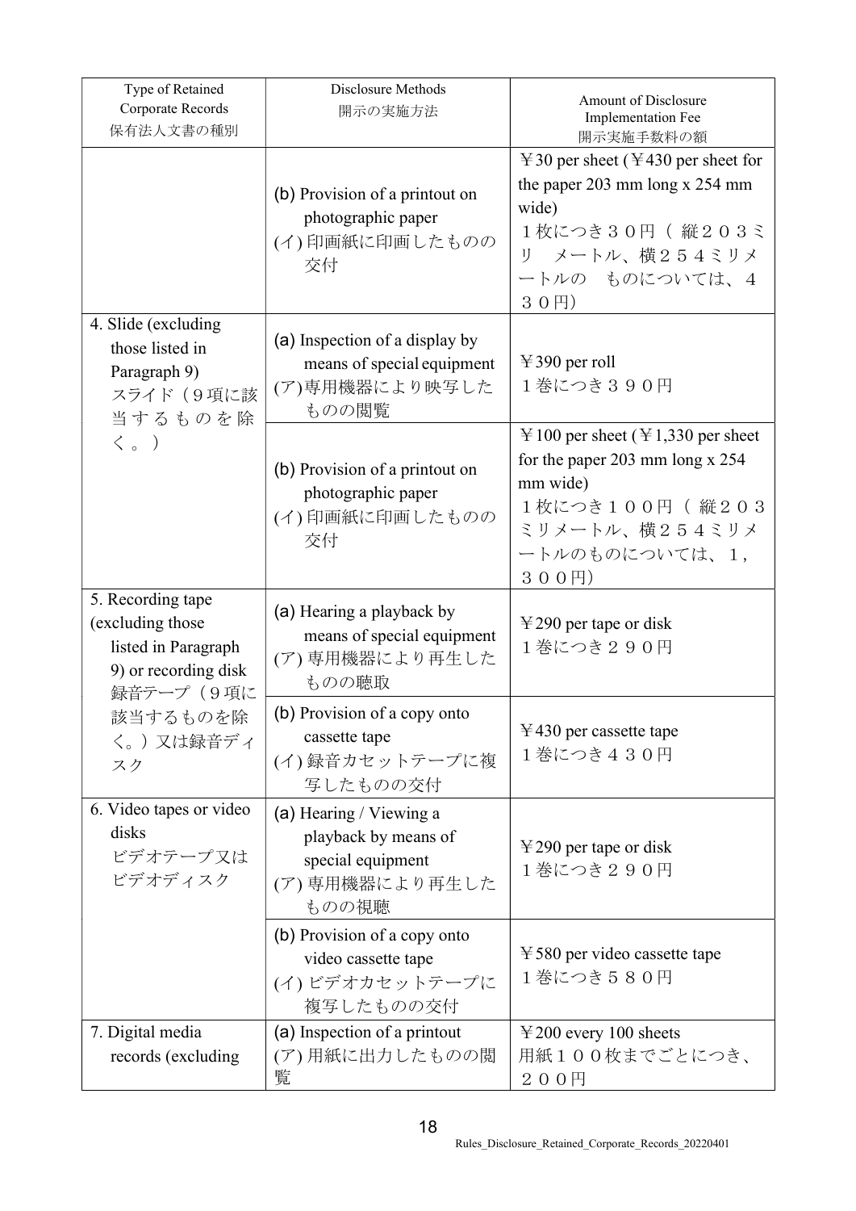| Type of Retained Corporate Records<br>保有法人文書の種別 | Disclosure Methods<br>開示の実施方法 | Amount of Disclosure Implementation Fee<br>開示実施手数料の額 |
|---|---|---|
| | (b) Provision of a printout on photographic paper<br>(イ) 印画紙に印画したものの交付 | ￥30 per sheet (￥430 per sheet for the paper 203 mm long x 254 mm wide)<br>１枚につき３０円（ 縦２０３ミリ　メートル、横２５４ミリメートルの　ものについては、４３０円） |
| 4. Slide (excluding those listed in Paragraph 9)<br>スライド（９項に該当するものを除く。） | (a) Inspection of a display by means of special equipment<br>(ア)専用機器により映写したものの閲覧 | ￥390 per roll<br>１巻につき３９０円 |
| | (b) Provision of a printout on photographic paper<br>(イ) 印画紙に印画したものの交付 | ￥100 per sheet (￥1,330 per sheet for the paper 203 mm long x 254 mm wide)<br>１枚につき１００円（ 縦２０３ミリメートル、横２５４ミリメートルのものについては、１，３００円） |
| 5. Recording tape (excluding those listed in Paragraph 9) or recording disk<br>録音テープ（９項に該当するものを除く。）又は録音ディスク | (a) Hearing a playback by means of special equipment<br>(ア) 専用機器により再生したものの聴取 | ￥290 per tape or disk<br>１巻につき２９０円 |
| | (b) Provision of a copy onto cassette tape<br>(イ) 録音カセットテープに複写したものの交付 | ￥430 per cassette tape<br>１巻につき４３０円 |
| 6. Video tapes or video disks<br>ビデオテープ又はビデオディスク | (a) Hearing / Viewing a playback by means of special equipment<br>(ア) 専用機器により再生したものの視聴 | ￥290 per tape or disk<br>１巻につき２９０円 |
| | (b) Provision of a copy onto video cassette tape<br>(イ) ビデオカセットテープに複写したものの交付 | ￥580 per video cassette tape<br>１巻につき５８０円 |
| 7. Digital media records (excluding | (a) Inspection of a printout<br>(ア) 用紙に出力したものの閲覧 | ￥200 every 100 sheets<br>用紙１００枚までごとにつき、２００円 |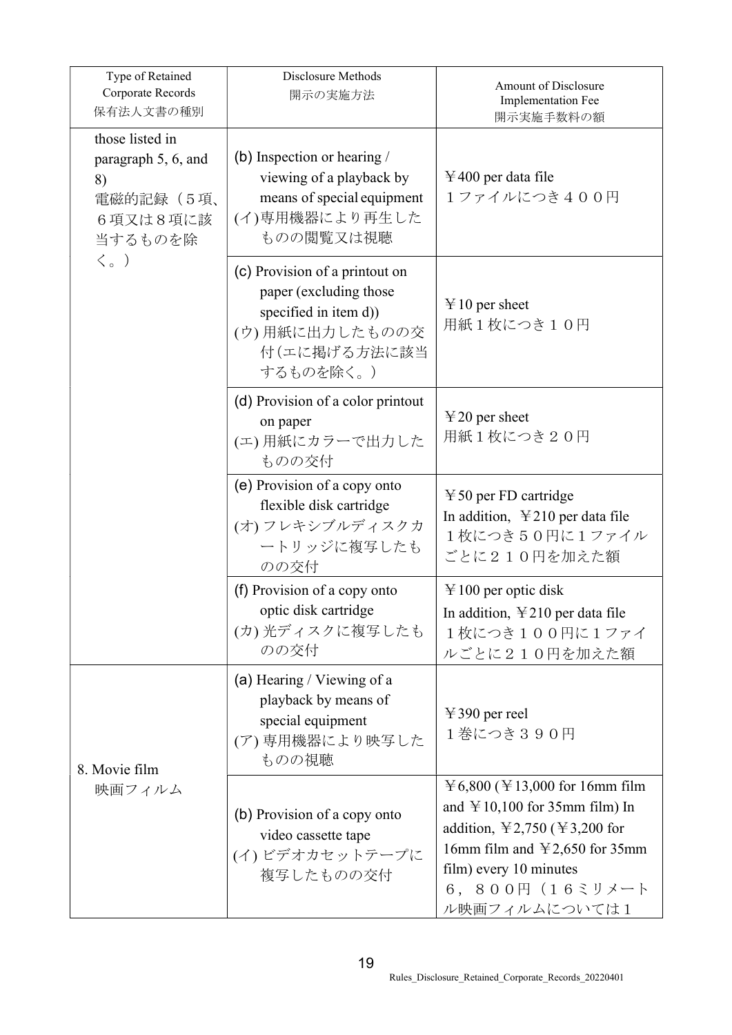| Type of Retained Corporate Records<br>保有法人文書の種別 | Disclosure Methods<br>開示の実施方法 | Amount of Disclosure Implementation Fee<br>開示実施手数料の額 |
| --- | --- | --- |
| those listed in paragraph 5, 6, and 8)<br>電磁的記録（５項、６項又は８項に該当するものを除く。） | (b) Inspection or hearing / viewing of a playback by means of special equipment<br>(イ)専用機器により再生したものの閲覧又は視聴 | ￥400 per data file<br>１ファイルにつき４００円 |
| | (c) Provision of a printout on paper (excluding those specified in item d))<br>(ウ) 用紙に出力したものの交付（エに掲げる方法に該当するものを除く。） | ￥10 per sheet<br>用紙１枚につき１０円 |
| | (d) Provision of a color printout on paper<br>(エ) 用紙にカラーで出力したものの交付 | ￥20 per sheet<br>用紙１枚につき２０円 |
| | (e) Provision of a copy onto flexible disk cartridge<br>(オ) フレキシブルディスクカートリッジに複写したものの交付 | ￥50 per FD cartridge<br>In addition, ￥210 per data file<br>１枚につき５０円に１ファイルごとに２１０円を加えた額 |
| | (f) Provision of a copy onto optic disk cartridge<br>(カ) 光ディスクに複写したものの交付 | ￥100 per optic disk<br>In addition, ￥210 per data file<br>１枚につき１００円に１ファイルごとに２１０円を加えた額 |
| 8. Movie film<br>映画フィルム | (a) Hearing / Viewing of a playback by means of special equipment<br>(ア) 専用機器により映写したものの視聴 | ￥390 per reel<br>１巻につき３９０円 |
| | (b) Provision of a copy onto video cassette tape<br>(イ) ビデオカセットテープに複写したものの交付 | ￥6,800 (￥13,000 for 16mm film and ￥10,100 for 35mm film) In addition, ￥2,750 (￥3,200 for 16mm film and ￥2,650 for 35mm film) every 10 minutes<br>６，８００円（１６ミリメートル映画フィルムについては１ |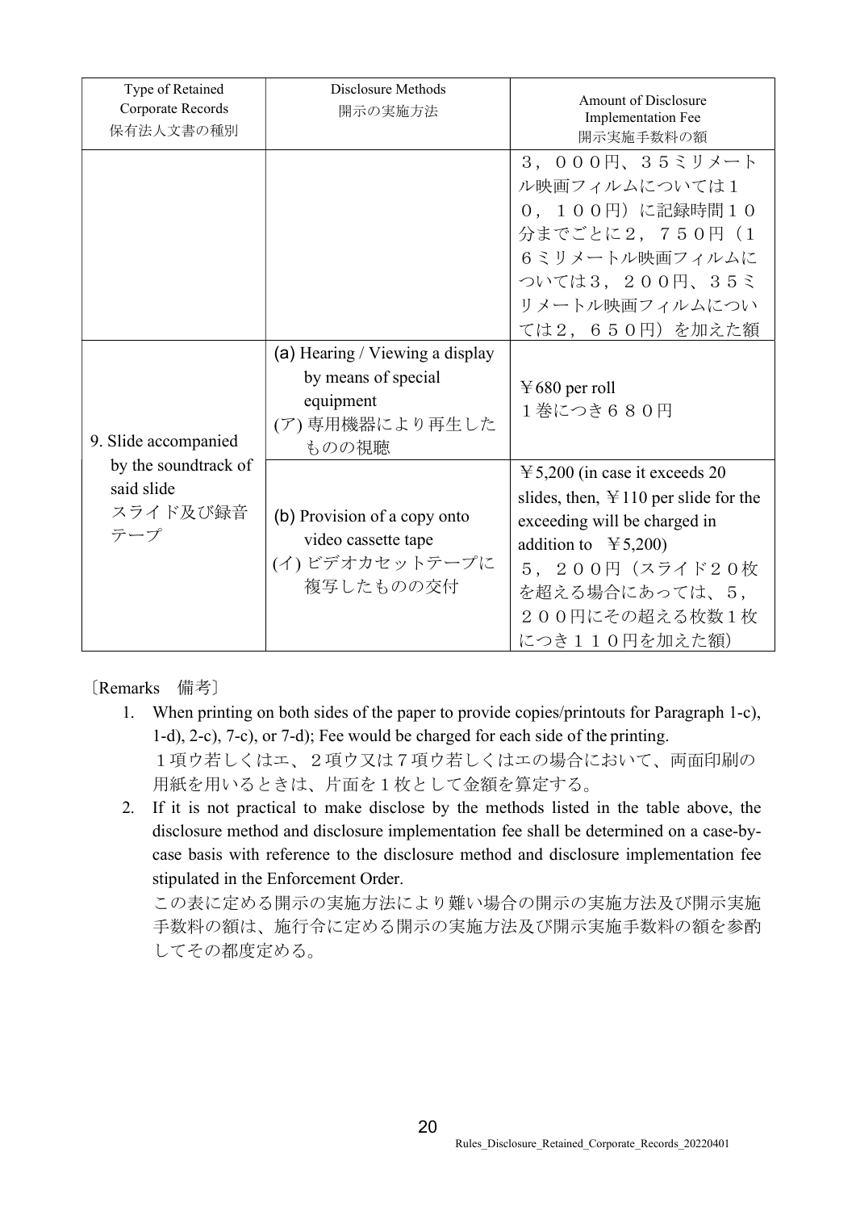| Type of Retained Corporate Records<br>保有法人文書の種別 | Disclosure Methods<br>開示の実施方法 | Amount of Disclosure Implementation Fee<br>開示実施手数料の額 |
|---|---|---|
| | | ３，０００円、３５ミリメートル映画フィルムについては１０，１００円）に記録時間１０分までごとに２，７５０円（１６ミリメートル映画フィルムについては３，２００円、３５ミリメートル映画フィルムについては２，６５０円）を加えた額 |
| 9. Slide accompanied by the soundtrack of said slide<br>スライド及び録音テープ | (a) Hearing / Viewing a display by means of special equipment<br>(ア) 専用機器により再生したものの視聴 | ￥680 per roll<br>１巻につき６８０円 |
| | (b) Provision of a copy onto video cassette tape<br>(イ) ビデオカセットテープに複写したものの交付 | ￥5,200 (in case it exceeds 20 slides, then, ￥110 per slide for the exceeding will be charged in addition to ￥5,200)<br>５，２００円（スライド２０枚を超える場合にあっては、５，２００円にその超える枚数１枚につき１１０円を加えた額） |

〔Remarks 備考〕

1. When printing on both sides of the paper to provide copies/printouts for Paragraph 1-c), 1-d), 2-c), 7-c), or 7-d); Fee would be charged for each side of the printing.
   １項ウ若しくはエ、２項ウ又は７項ウ若しくはエの場合において、両面印刷の用紙を用いるときは、片面を１枚として金額を算定する。
2. If it is not practical to make disclose by the methods listed in the table above, the disclosure method and disclosure implementation fee shall be determined on a case-by-case basis with reference to the disclosure method and disclosure implementation fee stipulated in the Enforcement Order.
   この表に定める開示の実施方法により難い場合の開示の実施方法及び開示実施手数料の額は、施行令に定める開示の実施方法及び開示実施手数料の額を参酌してその都度定める。